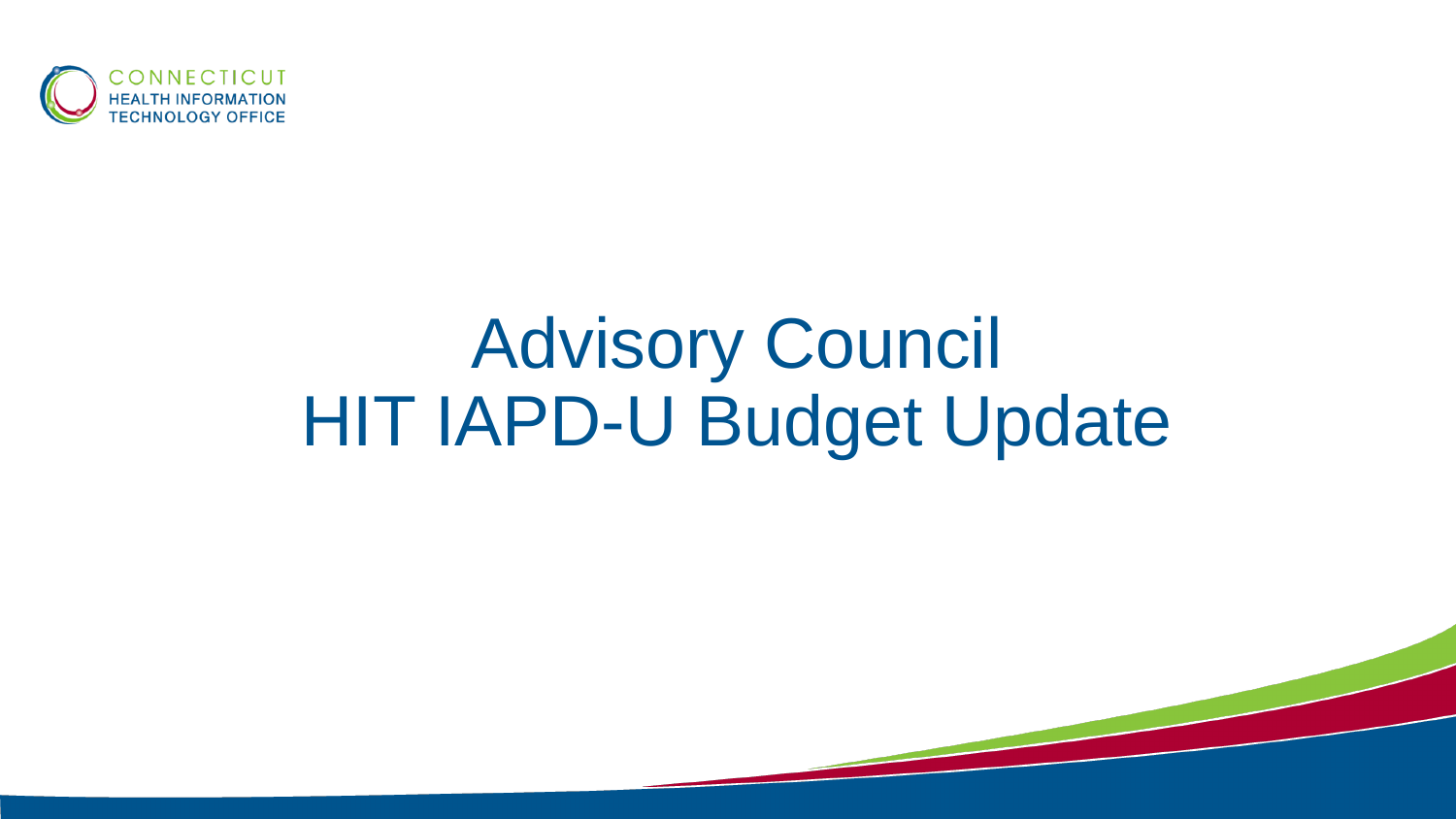CONNECTICUT
HEALTH INFORMATION
TECHNOLOGY OFFICE

# Advisory Council
# HIT IAPD-U Budget Update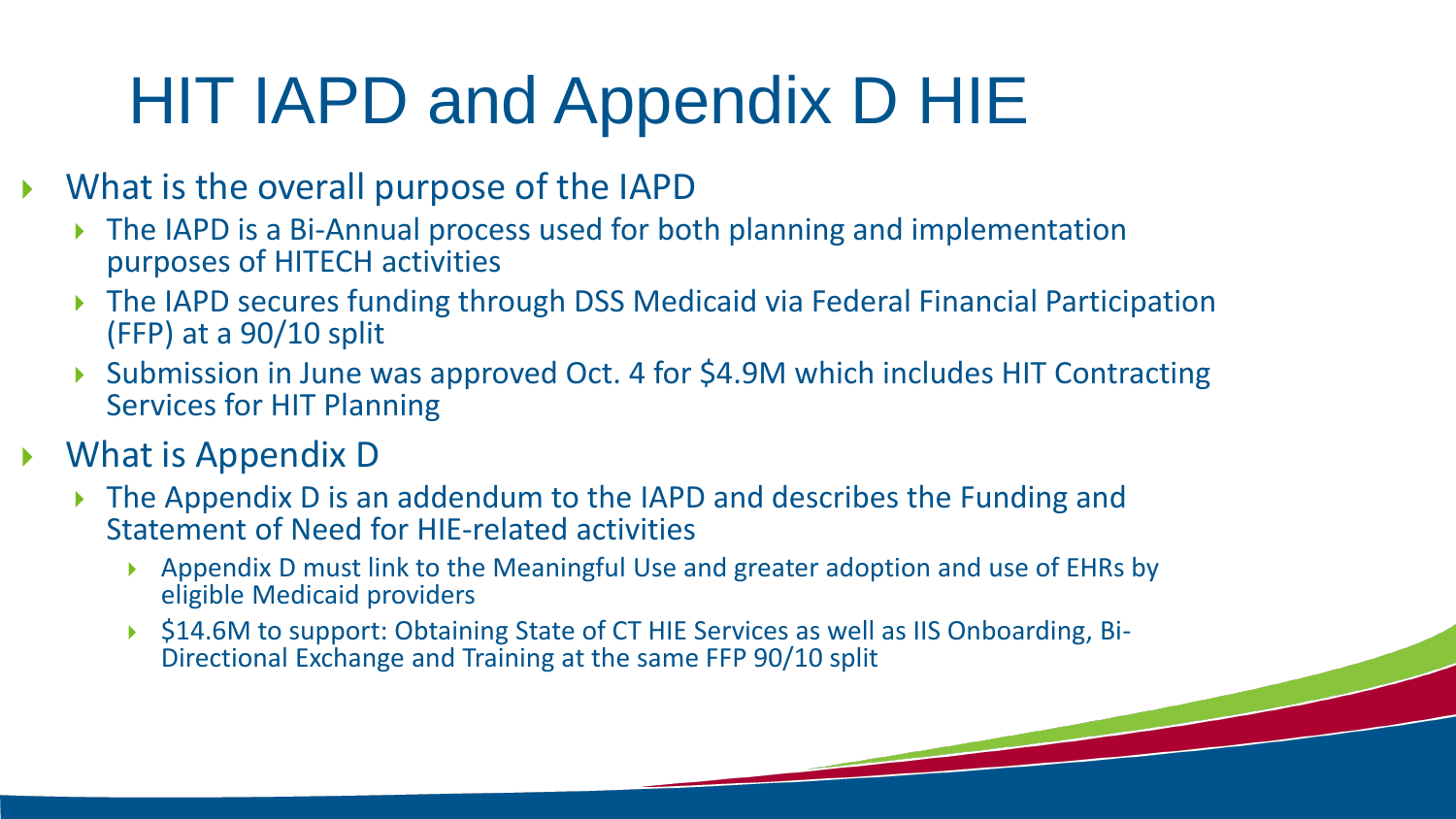# HIT IAPD and Appendix D HIE

- What is the overall purpose of the IAPD
  - The IAPD is a Bi-Annual process used for both planning and implementation purposes of HITECH activities
  - The IAPD secures funding through DSS Medicaid via Federal Financial Participation (FFP) at a 90/10 split
  - Submission in June was approved Oct. 4 for $4.9M which includes HIT Contracting Services for HIT Planning
- What is Appendix D
  - The Appendix D is an addendum to the IAPD and describes the Funding and Statement of Need for HIE-related activities
    - Appendix D must link to the Meaningful Use and greater adoption and use of EHRs by eligible Medicaid providers
    - $14.6M to support: Obtaining State of CT HIE Services as well as IIS Onboarding, Bi-Directional Exchange and Training at the same FFP 90/10 split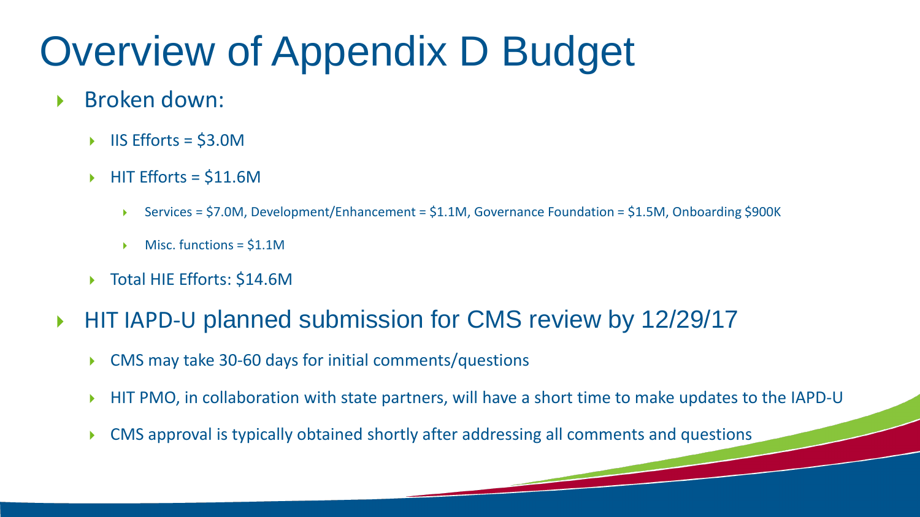# Overview of Appendix D Budget

- Broken down:
  - IIS Efforts = $3.0M
  - HIT Efforts = $11.6M
    - Services = $7.0M, Development/Enhancement = $1.1M, Governance Foundation = $1.5M, Onboarding $900K
    - Misc. functions = $1.1M
  - Total HIE Efforts: $14.6M
- HIT IAPD-U planned submission for CMS review by 12/29/17
  - CMS may take 30-60 days for initial comments/questions
  - HIT PMO, in collaboration with state partners, will have a short time to make updates to the IAPD-U
  - CMS approval is typically obtained shortly after addressing all comments and questions